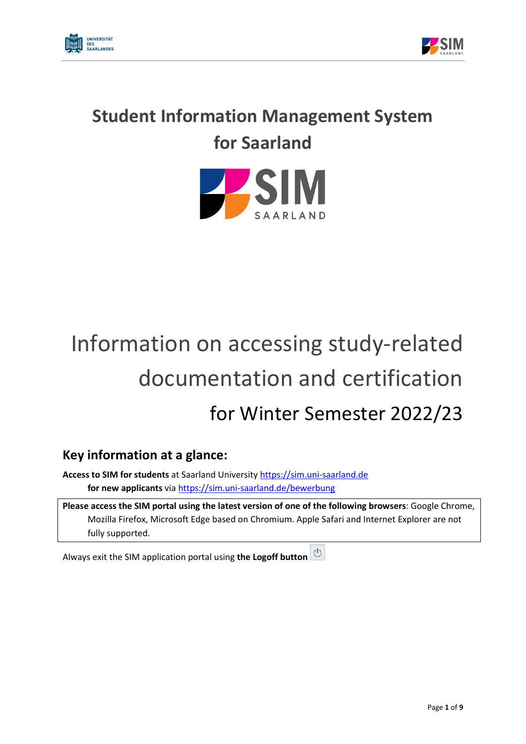# Student Information Management System for Saarland

# Information on accessing study-related documentation and certification

## for Winter Semester 2022/23

## Key information at a glance:

**Access to SIM for students** at Saarland University https://sim.uni-saarland.de
**for new applicants** via https://sim.uni-saarland.de/bewerbung

**Please access the SIM portal using the latest version of one of the following browsers**: Google Chrome, Mozilla Firefox, Microsoft Edge based on Chromium. Apple Safari and Internet Explorer are not fully supported.

Always exit the SIM application portal using **the Logoff button**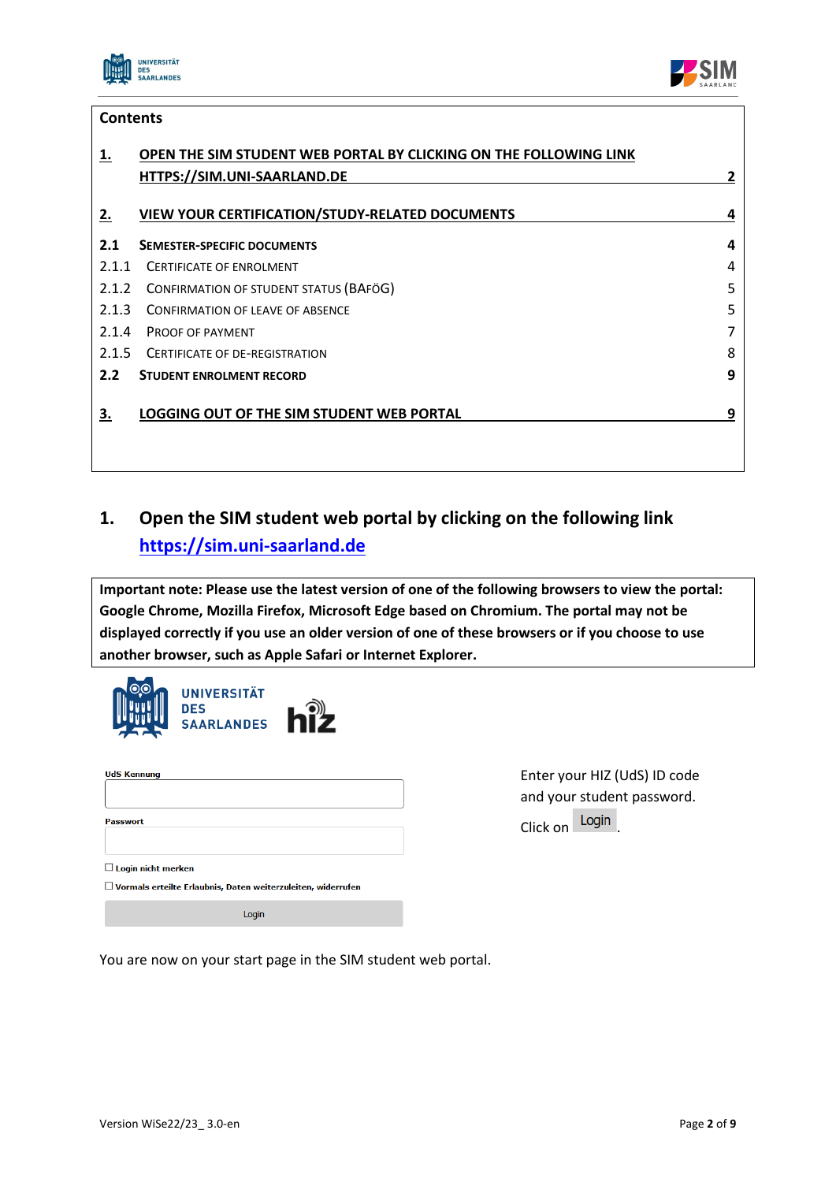**Contents**

| | | |
|---|---|---|
| **1.** | **OPEN THE SIM STUDENT WEB PORTAL BY CLICKING ON THE FOLLOWING LINK HTTPS://SIM.UNI-SAARLAND.DE** | **2** |
| **2.** | **VIEW YOUR CERTIFICATION/STUDY-RELATED DOCUMENTS** | **4** |
| **2.1** | **SEMESTER-SPECIFIC DOCUMENTS** | **4** |
| 2.1.1 | CERTIFICATE OF ENROLMENT | 4 |
| 2.1.2 | CONFIRMATION OF STUDENT STATUS (BAFÖG) | 5 |
| 2.1.3 | CONFIRMATION OF LEAVE OF ABSENCE | 5 |
| 2.1.4 | PROOF OF PAYMENT | 7 |
| 2.1.5 | CERTIFICATE OF DE-REGISTRATION | 8 |
| **2.2** | **STUDENT ENROLMENT RECORD** | **9** |
| **3.** | **LOGGING OUT OF THE SIM STUDENT WEB PORTAL** | **9** |

# 1. Open the SIM student web portal by clicking on the following link https://sim.uni-saarland.de

**Important note: Please use the latest version of one of the following browsers to view the portal: Google Chrome, Mozilla Firefox, Microsoft Edge based on Chromium. The portal may not be displayed correctly if you use an older version of one of these browsers or if you choose to use another browser, such as Apple Safari or Internet Explorer.**

UNIVERSITÄT DES SAARLANDES hiz

UdS Kennung

Passwort

☐ Login nicht merken

☐ Vormals erteilte Erlaubnis, Daten weiterzuleiten, widerrufen

Login

Enter your HIZ (UdS) ID code and your student password.

Click on Login.

You are now on your start page in the SIM student web portal.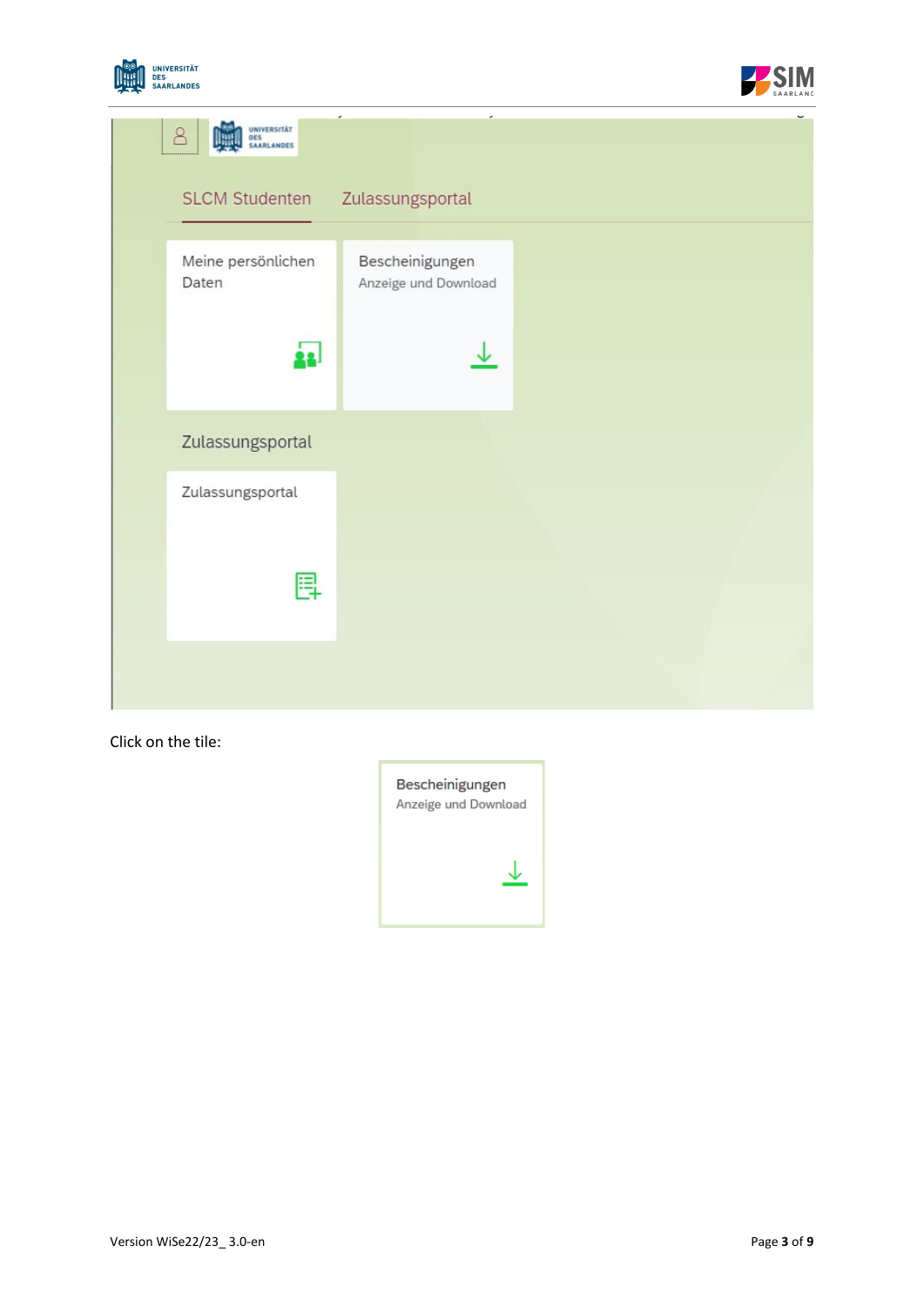SLCM Studenten | Zulassungsportal

Meine persönlichen Daten

Bescheinigungen
Anzeige und Download

Zulassungsportal

Zulassungsportal

Click on the tile:

Bescheinigungen
Anzeige und Download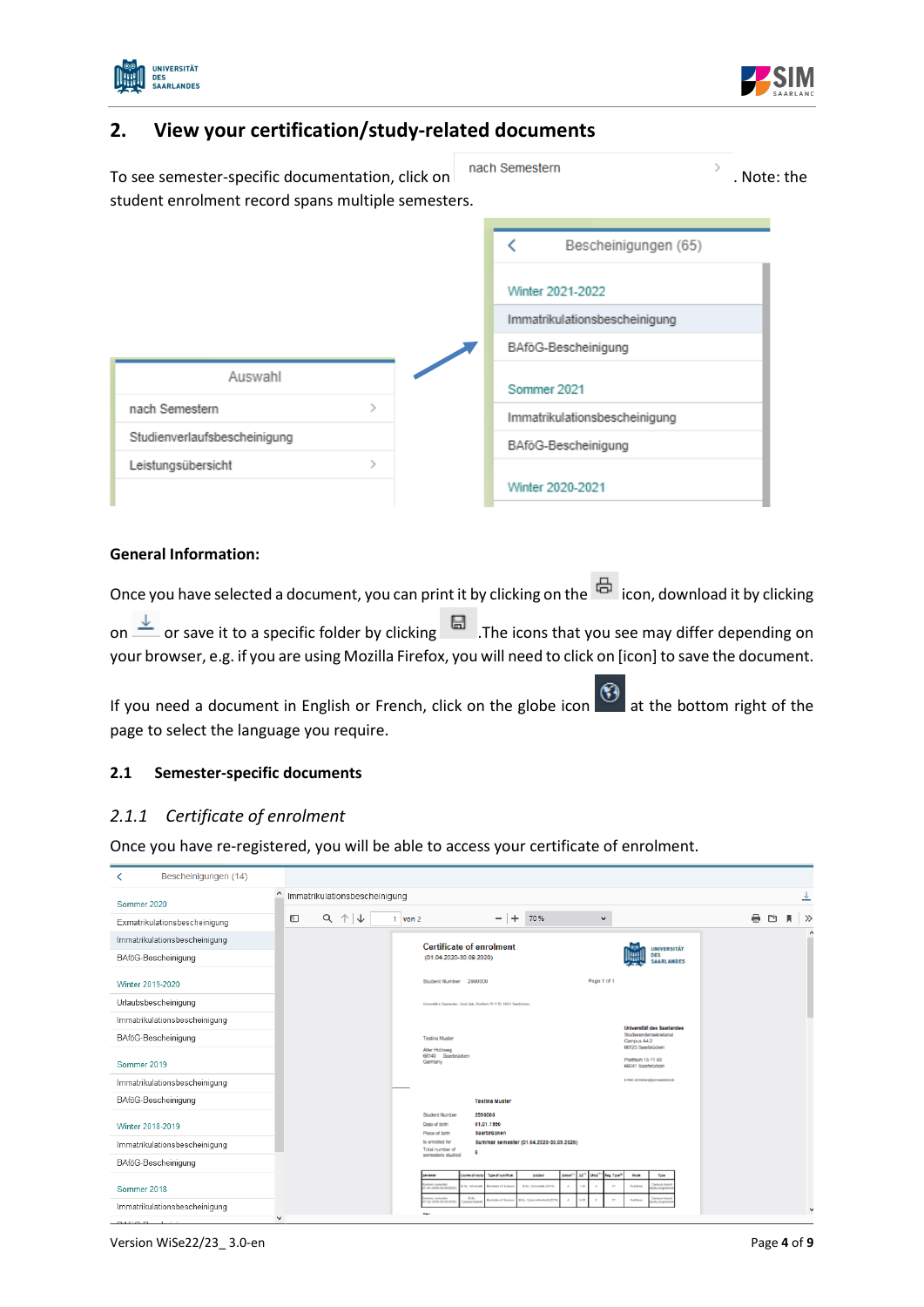## 2. View your certification/study-related documents

To see semester-specific documentation, click on nach Semestern. Note: the student enrolment record spans multiple semesters.

**General Information:**

Once you have selected a document, you can print it by clicking on the icon, download it by clicking on or save it to a specific folder by clicking . The icons that you see may differ depending on your browser, e.g. if you are using Mozilla Firefox, you will need to click on [icon] to save the document.

If you need a document in English or French, click on the globe icon at the bottom right of the page to select the language you require.

### 2.1 Semester-specific documents

#### *2.1.1 Certificate of enrolment*

Once you have re-registered, you will be able to access your certificate of enrolment.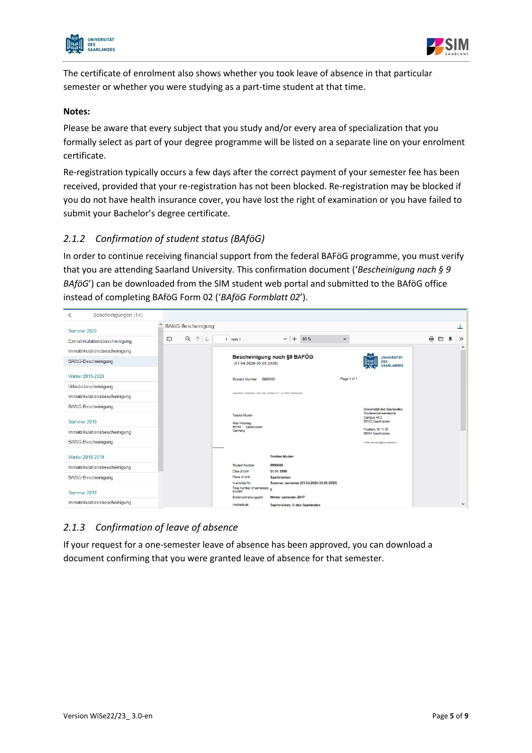The certificate of enrolment also shows whether you took leave of absence in that particular semester or whether you were studying as a part-time student at that time.

**Notes:**

Please be aware that every subject that you study and/or every area of specialization that you formally select as part of your degree programme will be listed on a separate line on your enrolment certificate.

Re-registration typically occurs a few days after the correct payment of your semester fee has been received, provided that your re-registration has not been blocked. Re-registration may be blocked if you do not have health insurance cover, you have lost the right of examination or you have failed to submit your Bachelor's degree certificate.

### 2.1.2 *Confirmation of student status (BAföG)*

In order to continue receiving financial support from the federal BAföG programme, you must verify that you are attending Saarland University. This confirmation document ('*Bescheinigung nach § 9 BAföG*') can be downloaded from the SIM student web portal and submitted to the BAföG office instead of completing BAföG Form 02 ('*BAföG Formblatt 02*').

### 2.1.3 *Confirmation of leave of absence*

If your request for a one-semester leave of absence has been approved, you can download a document confirming that you were granted leave of absence for that semester.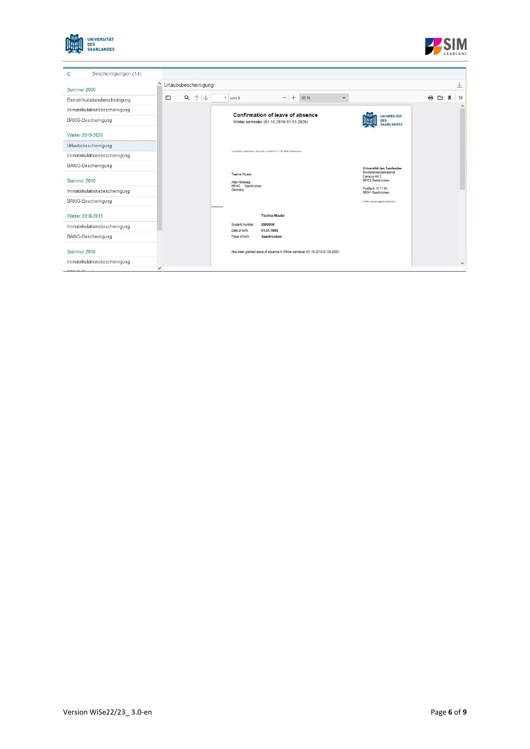Bescheinigungen (14)

Sommer 2020

- Exmatrikulationsbescheinigung
- Immatrikulationsbescheinigung
- BAföG-Bescheinigung

Winter 2019-2020

- Urlaubsbescheinigung
- Immatrikulationsbescheinigung
- BAföG-Bescheinigung

Sommer 2019

- Immatrikulationsbescheinigung
- BAföG-Bescheinigung

Winter 2018-2019

- Immatrikulationsbescheinigung
- BAföG-Bescheinigung

Sommer 2018

- Immatrikulationsbescheinigung

Urlaubsbescheinigung

1 von 1 — 80 %

**Confirmation of leave of absence**

Winter semester (01.10.2019-31.03.2020)

UNIVERSITÄT DES SAARLANDES

Testina Muster
Alter Holzweg
66140 Saarbrücken
Germany

**Universität des Saarlandes**
Studierendensekretariat
Campus A4 2
66123 Saarbrücken

Postfach 15 11 50
66041 Saarbrücken

**Testina Muster**

| | |
|---|---|
| Student Number | **2990000** |
| Date of birth | **01.01.1990** |
| Place of birth | **Saarbrücken** |

Has been granted leave of absence in Winter semester (01.10.2019-31.03.2020).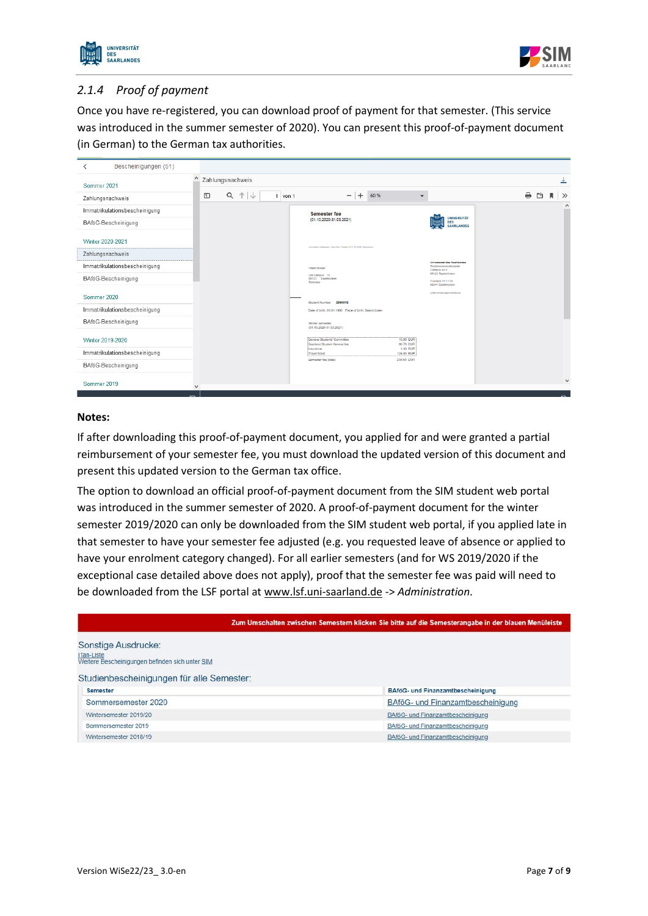### 2.1.4 *Proof of payment*

Once you have re-registered, you can download proof of payment for that semester. (This service was introduced in the summer semester of 2020). You can present this proof-of-payment document (in German) to the German tax authorities.

**Notes:**

If after downloading this proof-of-payment document, you applied for and were granted a partial reimbursement of your semester fee, you must download the updated version of this document and present this updated version to the German tax office.

The option to download an official proof-of-payment document from the SIM student web portal was introduced in the summer semester of 2020. A proof-of-payment document for the winter semester 2019/2020 can only be downloaded from the SIM student web portal, if you applied late in that semester to have your semester fee adjusted (e.g. you requested leave of absence or applied to have your enrolment category changed). For all earlier semesters (and for WS 2019/2020 if the exceptional case detailed above does not apply), proof that the semester fee was paid will need to be downloaded from the LSF portal at www.lsf.uni-saarland.de -> *Administration*.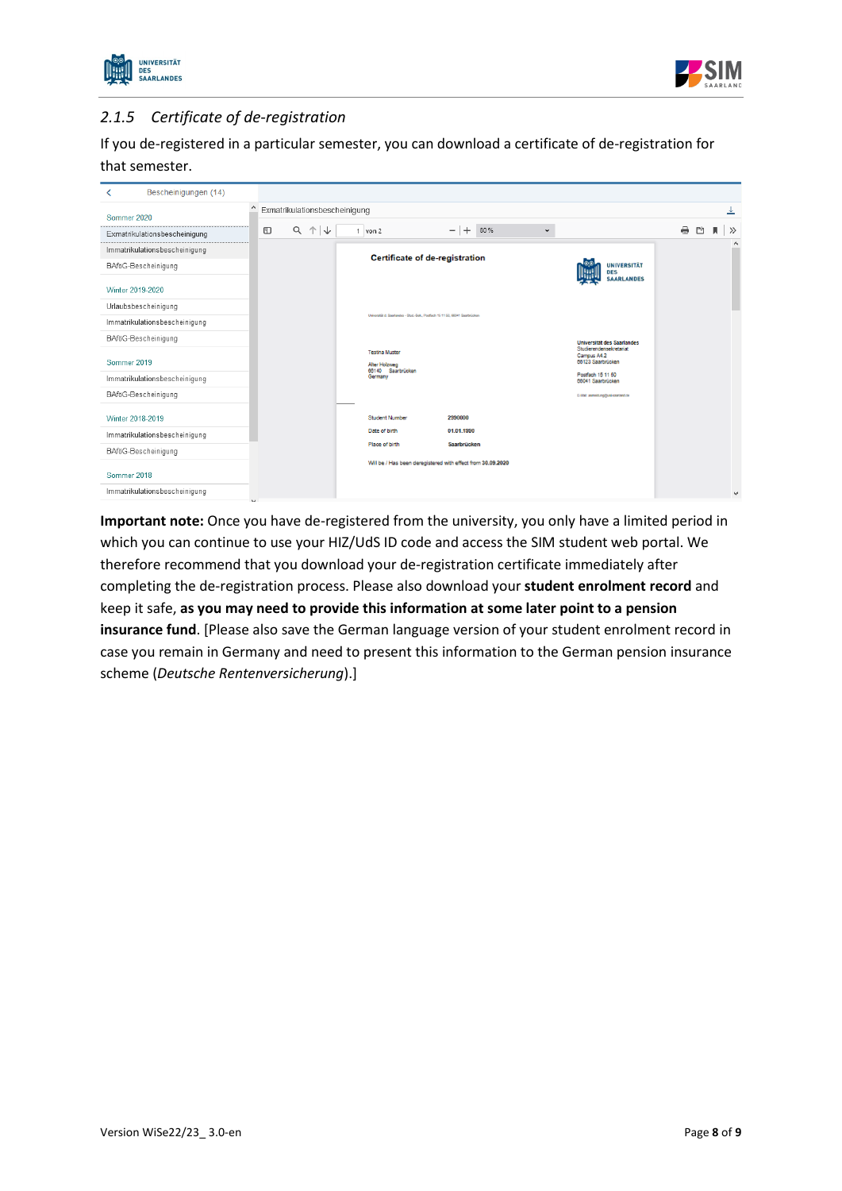### 2.1.5 Certificate of de-registration

If you de-registered in a particular semester, you can download a certificate of de-registration for that semester.

**Important note:** Once you have de-registered from the university, you only have a limited period in which you can continue to use your HIZ/UdS ID code and access the SIM student web portal. We therefore recommend that you download your de-registration certificate immediately after completing the de-registration process. Please also download your **student enrolment record** and keep it safe, **as you may need to provide this information at some later point to a pension insurance fund**. [Please also save the German language version of your student enrolment record in case you remain in Germany and need to present this information to the German pension insurance scheme (*Deutsche Rentenversicherung*).]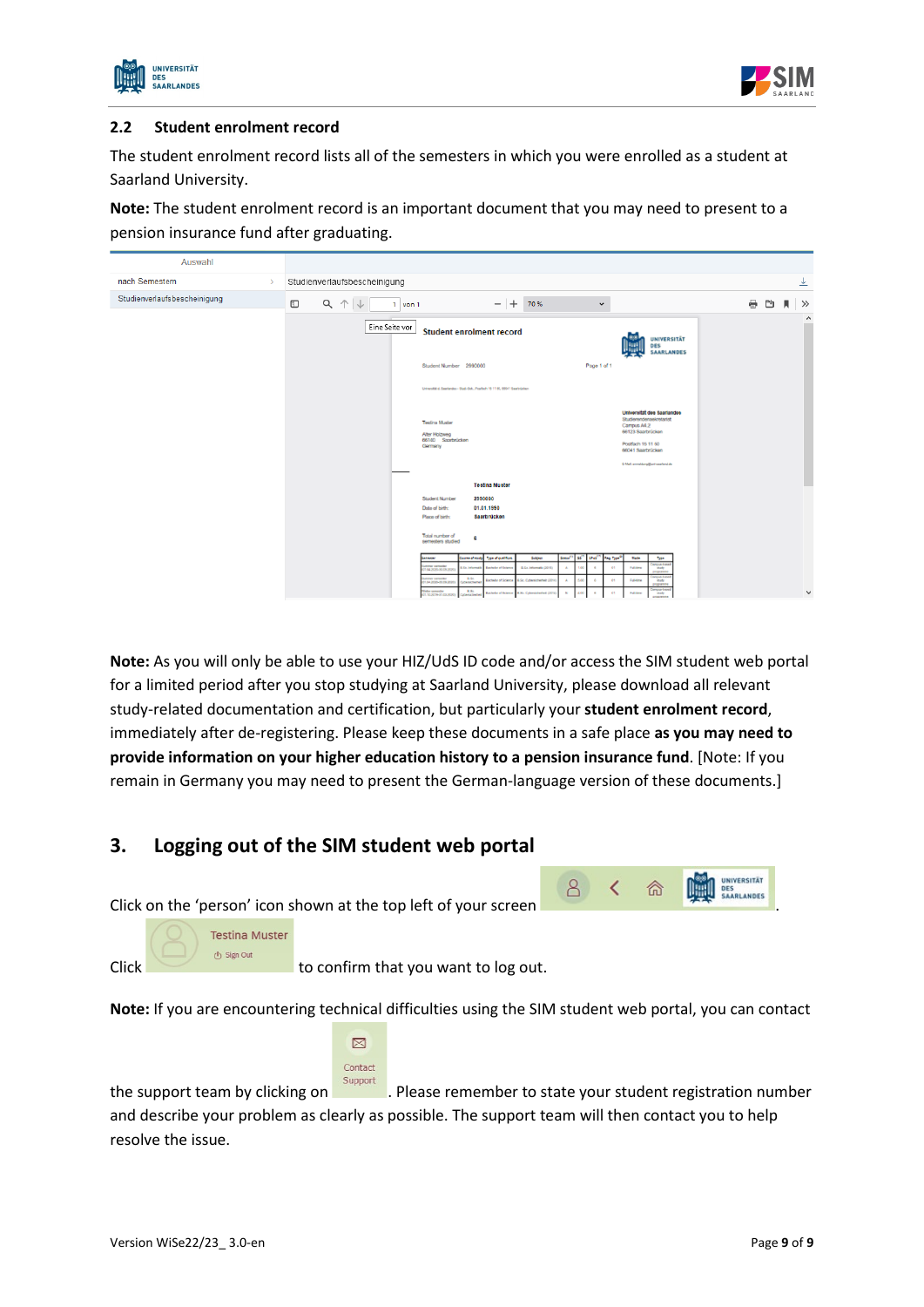### 2.2 Student enrolment record

The student enrolment record lists all of the semesters in which you were enrolled as a student at Saarland University.

**Note:** The student enrolment record is an important document that you may need to present to a pension insurance fund after graduating.

**Note:** As you will only be able to use your HIZ/UdS ID code and/or access the SIM student web portal for a limited period after you stop studying at Saarland University, please download all relevant study-related documentation and certification, but particularly your **student enrolment record**, immediately after de-registering. Please keep these documents in a safe place **as you may need to provide information on your higher education history to a pension insurance fund**. [Note: If you remain in Germany you may need to present the German-language version of these documents.]

## 3. Logging out of the SIM student web portal

Click on the 'person' icon shown at the top left of your screen .

Click to confirm that you want to log out.

**Note:** If you are encountering technical difficulties using the SIM student web portal, you can contact the support team by clicking on Contact Support. Please remember to state your student registration number and describe your problem as clearly as possible. The support team will then contact you to help resolve the issue.